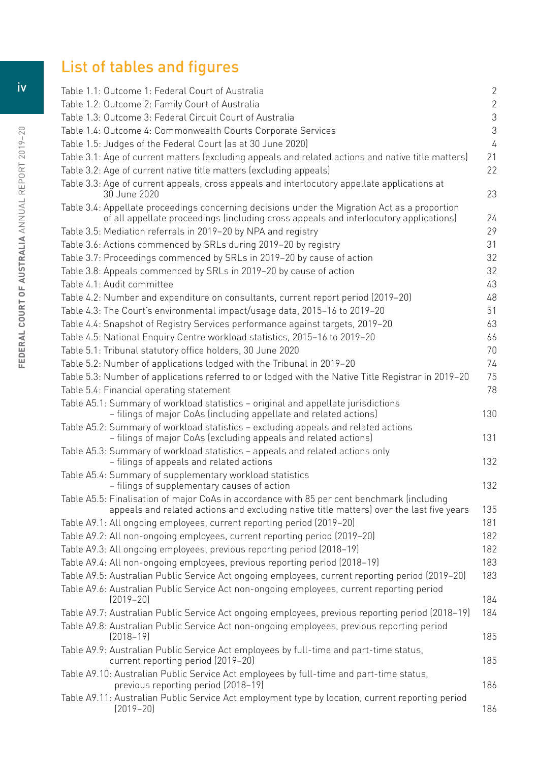# List of tables and figures

| | |
|---|---|
| Table 1.1: Outcome 1: Federal Court of Australia | 2 |
| Table 1.2: Outcome 2: Family Court of Australia | 2 |
| Table 1.3: Outcome 3: Federal Circuit Court of Australia | 3 |
| Table 1.4: Outcome 4: Commonwealth Courts Corporate Services | 3 |
| Table 1.5: Judges of the Federal Court (as at 30 June 2020) | 4 |
| Table 3.1: Age of current matters (excluding appeals and related actions and native title matters) | 21 |
| Table 3.2: Age of current native title matters (excluding appeals) | 22 |
| Table 3.3: Age of current appeals, cross appeals and interlocutory appellate applications at 30 June 2020 | 23 |
| Table 3.4: Appellate proceedings concerning decisions under the Migration Act as a proportion of all appellate proceedings (including cross appeals and interlocutory applications) | 24 |
| Table 3.5: Mediation referrals in 2019–20 by NPA and registry | 29 |
| Table 3.6: Actions commenced by SRLs during 2019–20 by registry | 31 |
| Table 3.7: Proceedings commenced by SRLs in 2019–20 by cause of action | 32 |
| Table 3.8: Appeals commenced by SRLs in 2019–20 by cause of action | 32 |
| Table 4.1: Audit committee | 43 |
| Table 4.2: Number and expenditure on consultants, current report period (2019–20) | 48 |
| Table 4.3: The Court's environmental impact/usage data, 2015–16 to 2019–20 | 51 |
| Table 4.4: Snapshot of Registry Services performance against targets, 2019–20 | 63 |
| Table 4.5: National Enquiry Centre workload statistics, 2015–16 to 2019–20 | 66 |
| Table 5.1: Tribunal statutory office holders, 30 June 2020 | 70 |
| Table 5.2: Number of applications lodged with the Tribunal in 2019–20 | 74 |
| Table 5.3: Number of applications referred to or lodged with the Native Title Registrar in 2019–20 | 75 |
| Table 5.4: Financial operating statement | 78 |
| Table A5.1: Summary of workload statistics – original and appellate jurisdictions – filings of major CoAs (including appellate and related actions) | 130 |
| Table A5.2: Summary of workload statistics – excluding appeals and related actions – filings of major CoAs (excluding appeals and related actions) | 131 |
| Table A5.3: Summary of workload statistics – appeals and related actions only – filings of appeals and related actions | 132 |
| Table A5.4: Summary of supplementary workload statistics – filings of supplementary causes of action | 132 |
| Table A5.5: Finalisation of major CoAs in accordance with 85 per cent benchmark (including appeals and related actions and excluding native title matters) over the last five years | 135 |
| Table A9.1: All ongoing employees, current reporting period (2019–20) | 181 |
| Table A9.2: All non-ongoing employees, current reporting period (2019–20) | 182 |
| Table A9.3: All ongoing employees, previous reporting period (2018–19) | 182 |
| Table A9.4: All non-ongoing employees, previous reporting period (2018–19) | 183 |
| Table A9.5: Australian Public Service Act ongoing employees, current reporting period (2019–20) | 183 |
| Table A9.6: Australian Public Service Act non-ongoing employees, current reporting period (2019–20) | 184 |
| Table A9.7: Australian Public Service Act ongoing employees, previous reporting period (2018–19) | 184 |
| Table A9.8: Australian Public Service Act non-ongoing employees, previous reporting period (2018–19) | 185 |
| Table A9.9: Australian Public Service Act employees by full-time and part-time status, current reporting period (2019–20) | 185 |
| Table A9.10: Australian Public Service Act employees by full-time and part-time status, previous reporting period (2018–19) | 186 |
| Table A9.11: Australian Public Service Act employment type by location, current reporting period (2019–20) | 186 |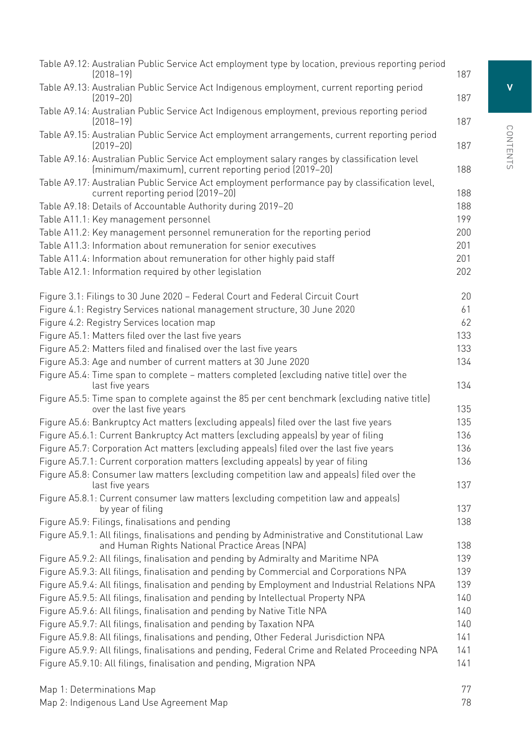| | |
|---|---|
| Table A9.12: Australian Public Service Act employment type by location, previous reporting period (2018–19) | 187 |
| Table A9.13: Australian Public Service Act Indigenous employment, current reporting period (2019–20) | 187 |
| Table A9.14: Australian Public Service Act Indigenous employment, previous reporting period (2018–19) | 187 |
| Table A9.15: Australian Public Service Act employment arrangements, current reporting period (2019–20) | 187 |
| Table A9.16: Australian Public Service Act employment salary ranges by classification level (minimum/maximum), current reporting period (2019–20) | 188 |
| Table A9.17: Australian Public Service Act employment performance pay by classification level, current reporting period (2019–20) | 188 |
| Table A9.18: Details of Accountable Authority during 2019–20 | 188 |
| Table A11.1: Key management personnel | 199 |
| Table A11.2: Key management personnel remuneration for the reporting period | 200 |
| Table A11.3: Information about remuneration for senior executives | 201 |
| Table A11.4: Information about remuneration for other highly paid staff | 201 |
| Table A12.1: Information required by other legislation | 202 |

| | |
|---|---|
| Figure 3.1: Filings to 30 June 2020 – Federal Court and Federal Circuit Court | 20 |
| Figure 4.1: Registry Services national management structure, 30 June 2020 | 61 |
| Figure 4.2: Registry Services location map | 62 |
| Figure A5.1: Matters filed over the last five years | 133 |
| Figure A5.2: Matters filed and finalised over the last five years | 133 |
| Figure A5.3: Age and number of current matters at 30 June 2020 | 134 |
| Figure A5.4: Time span to complete – matters completed (excluding native title) over the last five years | 134 |
| Figure A5.5: Time span to complete against the 85 per cent benchmark (excluding native title) over the last five years | 135 |
| Figure A5.6: Bankruptcy Act matters (excluding appeals) filed over the last five years | 135 |
| Figure A5.6.1: Current Bankruptcy Act matters (excluding appeals) by year of filing | 136 |
| Figure A5.7: Corporation Act matters (excluding appeals) filed over the last five years | 136 |
| Figure A5.7.1: Current corporation matters (excluding appeals) by year of filing | 136 |
| Figure A5.8: Consumer law matters (excluding competition law and appeals) filed over the last five years | 137 |
| Figure A5.8.1: Current consumer law matters (excluding competition law and appeals) by year of filing | 137 |
| Figure A5.9: Filings, finalisations and pending | 138 |
| Figure A5.9.1: All filings, finalisations and pending by Administrative and Constitutional Law and Human Rights National Practice Areas (NPA) | 138 |
| Figure A5.9.2: All filings, finalisation and pending by Admiralty and Maritime NPA | 139 |
| Figure A5.9.3: All filings, finalisation and pending by Commercial and Corporations NPA | 139 |
| Figure A5.9.4: All filings, finalisation and pending by Employment and Industrial Relations NPA | 139 |
| Figure A5.9.5: All filings, finalisation and pending by Intellectual Property NPA | 140 |
| Figure A5.9.6: All filings, finalisation and pending by Native Title NPA | 140 |
| Figure A5.9.7: All filings, finalisation and pending by Taxation NPA | 140 |
| Figure A5.9.8: All filings, finalisations and pending, Other Federal Jurisdiction NPA | 141 |
| Figure A5.9.9: All filings, finalisations and pending, Federal Crime and Related Proceeding NPA | 141 |
| Figure A5.9.10: All filings, finalisation and pending, Migration NPA | 141 |

| | |
|---|---|
| Map 1: Determinations Map | 77 |
| Map 2: Indigenous Land Use Agreement Map | 78 |